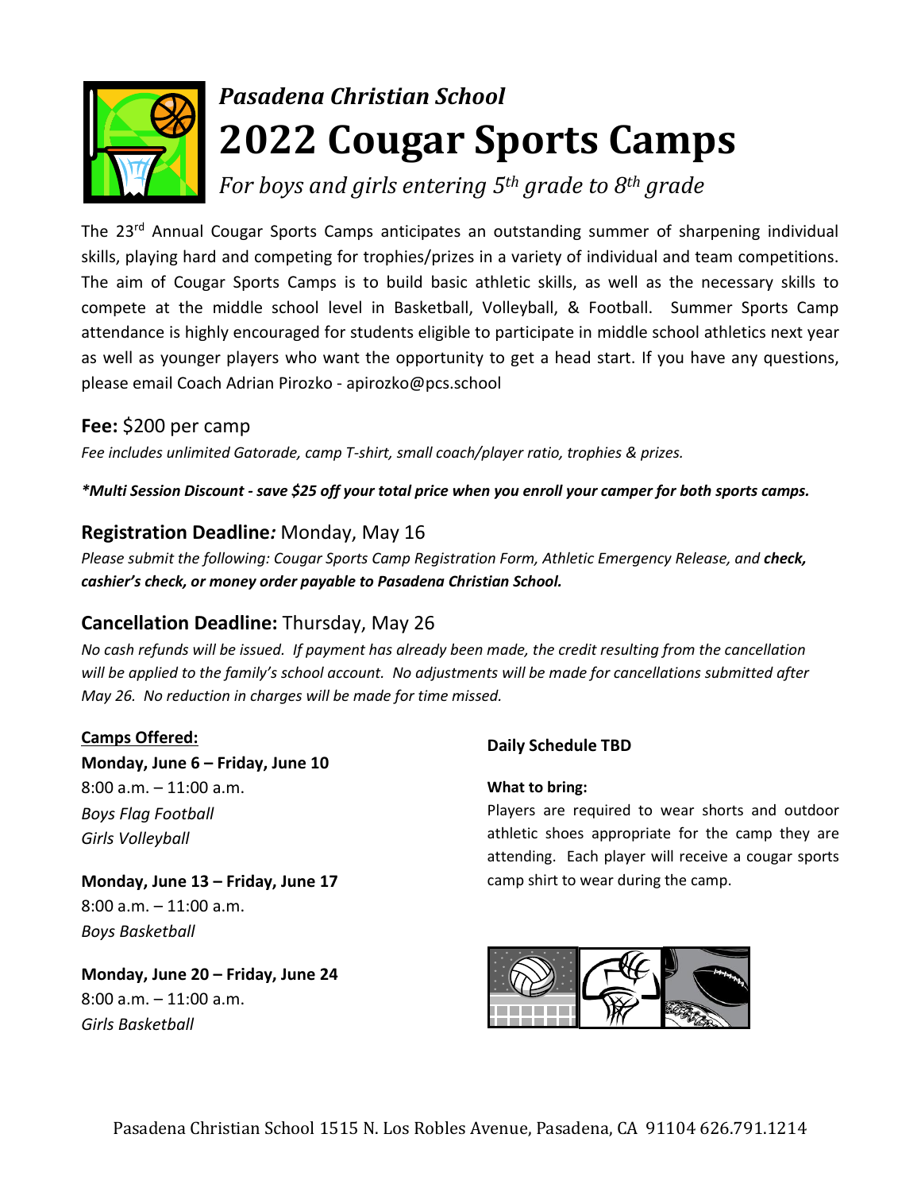# *Pasadena Christian School*

# 2022 Cougar Sports Camps

*For boys and girls entering 5th grade to 8th grade*

The 23rd Annual Cougar Sports Camps anticipates an outstanding summer of sharpening individual skills, playing hard and competing for trophies/prizes in a variety of individual and team competitions. The aim of Cougar Sports Camps is to build basic athletic skills, as well as the necessary skills to compete at the middle school level in Basketball, Volleyball, & Football. Summer Sports Camp attendance is highly encouraged for students eligible to participate in middle school athletics next year as well as younger players who want the opportunity to get a head start. If you have any questions, please email Coach Adrian Pirozko - apirozko@pcs.school

## **Fee:** $200 per camp

*Fee includes unlimited Gatorade, camp T-shirt, small coach/player ratio, trophies & prizes.*

***Multi Session Discount - save $25 off your total price when you enroll your camper for both sports camps.***

## **Registration Deadline:** Monday, May 16

*Please submit the following: Cougar Sports Camp Registration Form, Athletic Emergency Release, and **check, cashier's check, or money order payable to Pasadena Christian School.***

## **Cancellation Deadline:** Thursday, May 26

*No cash refunds will be issued. If payment has already been made, the credit resulting from the cancellation will be applied to the family's school account. No adjustments will be made for cancellations submitted after May 26. No reduction in charges will be made for time missed.*

**Camps Offered:**

**Monday, June 6 – Friday, June 10**
8:00 a.m. – 11:00 a.m.
*Boys Flag Football*
*Girls Volleyball*

**Monday, June 13 – Friday, June 17**
8:00 a.m. – 11:00 a.m.
*Boys Basketball*

**Monday, June 20 – Friday, June 24**
8:00 a.m. – 11:00 a.m.
*Girls Basketball*

**Daily Schedule TBD**

**What to bring:**
Players are required to wear shorts and outdoor athletic shoes appropriate for the camp they are attending. Each player will receive a cougar sports camp shirt to wear during the camp.

Pasadena Christian School 1515 N. Los Robles Avenue, Pasadena, CA 91104 626.791.1214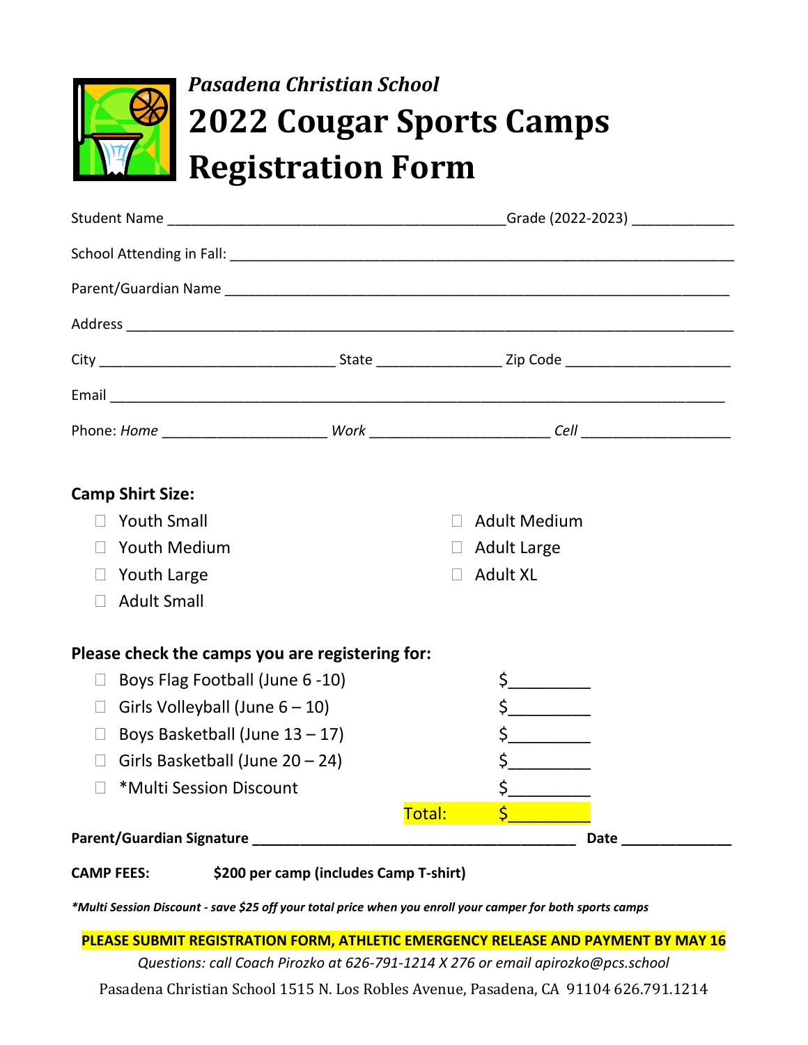*Pasadena Christian School*

# 2022 Cougar Sports Camps Registration Form

Student Name ____________________________________________ Grade (2022-2023) _____________

School Attending in Fall: ____________________________________________________________________

Parent/Guardian Name _______________________________________________________________

Address ___________________________________________________________________________

City ______________________________ State _______________ Zip Code _____________________

Email _____________________________________________________________________________

Phone: *Home* _____________________ *Work* _______________________ *Cell* ___________________

**Camp Shirt Size:**

- ☐ Youth Small
- ☐ Youth Medium
- ☐ Youth Large
- ☐ Adult Small
- ☐ Adult Medium
- ☐ Adult Large
- ☐ Adult XL

**Please check the camps you are registering for:**

- ☐ Boys Flag Football (June 6 -10) $_________
- ☐ Girls Volleyball (June 6 – 10) $_________
- ☐ Boys Basketball (June 13 – 17) $_________
- ☐ Girls Basketball (June 20 – 24) $_________
- ☐ *Multi Session Discount $_________

Total: $_________

**Parent/Guardian Signature** _________________________________________ **Date** ______________

**CAMP FEES:** **$200 per camp (includes Camp T-shirt)**

***Multi Session Discount - save $25 off your total price when you enroll your camper for both sports camps***

**PLEASE SUBMIT REGISTRATION FORM, ATHLETIC EMERGENCY RELEASE AND PAYMENT BY MAY 16**

*Questions: call Coach Pirozko at 626-791-1214 X 276 or email apirozko@pcs.school*

Pasadena Christian School 1515 N. Los Robles Avenue, Pasadena, CA 91104 626.791.1214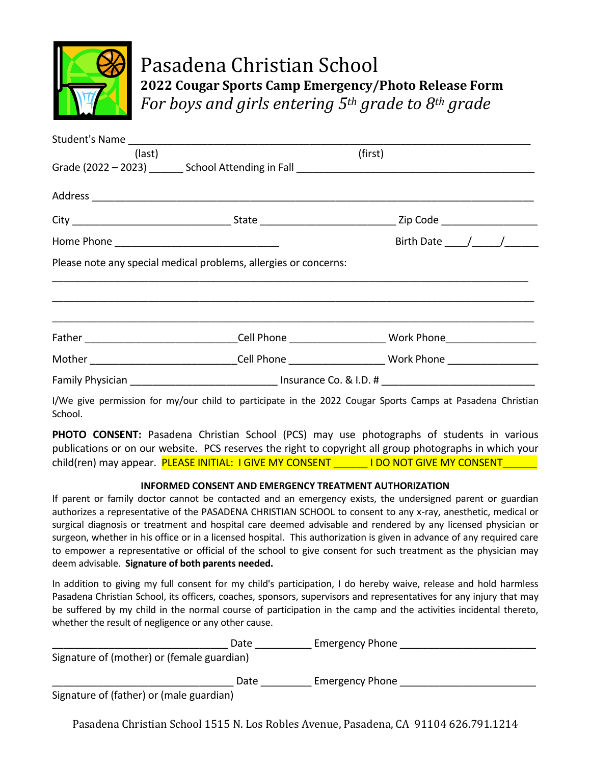# Pasadena Christian School

**2022 Cougar Sports Camp Emergency/Photo Release Form**

*For boys and girls entering 5th grade to 8th grade*

Student's Name ___________________________________________________________________________
(last) (first)

Grade (2022 – 2023) ______ School Attending in Fall ___________________________________________

Address _________________________________________________________________________________

City ___________________________ State _______________________ Zip Code _________________

Home Phone _____________________________ Birth Date ____/_____/______

Please note any special medical problems, allergies or concerns:

_________________________________________________________________________________________

_________________________________________________________________________________________

_________________________________________________________________________________________

Father __________________________Cell Phone ________________ Work Phone________________

Mother _________________________Cell Phone ________________ Work Phone ________________

Family Physician _________________________ Insurance Co. & I.D. # __________________________

I/We give permission for my/our child to participate in the 2022 Cougar Sports Camps at Pasadena Christian School.

**PHOTO CONSENT:** Pasadena Christian School (PCS) may use photographs of students in various publications or on our website. PCS reserves the right to copyright all group photographs in which your child(ren) may appear. PLEASE INITIAL: I GIVE MY CONSENT ______ I DO NOT GIVE MY CONSENT______

**INFORMED CONSENT AND EMERGENCY TREATMENT AUTHORIZATION**

If parent or family doctor cannot be contacted and an emergency exists, the undersigned parent or guardian authorizes a representative of the PASADENA CHRISTIAN SCHOOL to consent to any x-ray, anesthetic, medical or surgical diagnosis or treatment and hospital care deemed advisable and rendered by any licensed physician or surgeon, whether in his office or in a licensed hospital. This authorization is given in advance of any required care to empower a representative or official of the school to give consent for such treatment as the physician may deem advisable. **Signature of both parents needed.**

In addition to giving my full consent for my child's participation, I do hereby waive, release and hold harmless Pasadena Christian School, its officers, coaches, sponsors, supervisors and representatives for any injury that may be suffered by my child in the normal course of participation in the camp and the activities incidental thereto, whether the result of negligence or any other cause.

_______________________________ Date __________ Emergency Phone ________________________
Signature of (mother) or (female guardian)

________________________________ Date _________ Emergency Phone ________________________
Signature of (father) or (male guardian)

Pasadena Christian School 1515 N. Los Robles Avenue, Pasadena, CA 91104 626.791.1214